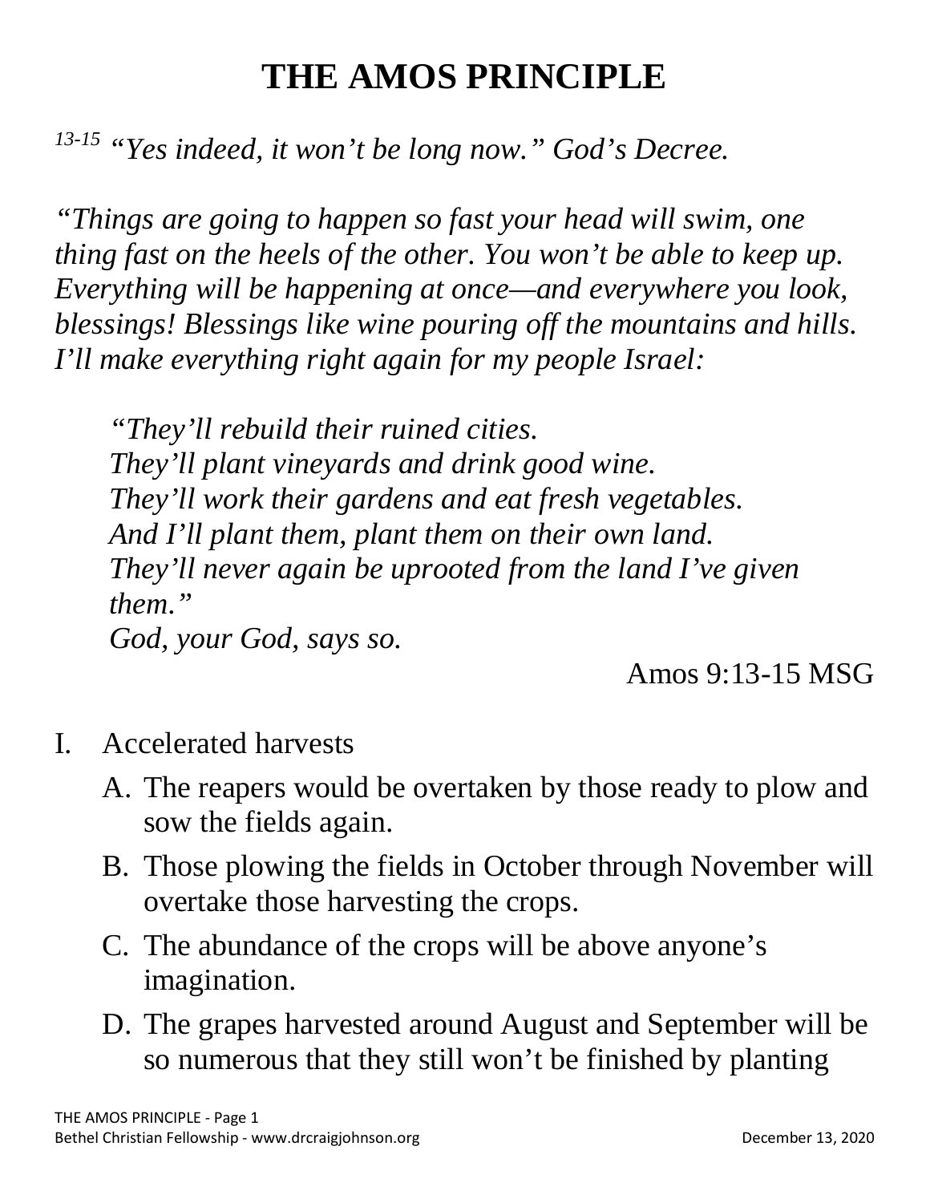# THE AMOS PRINCIPLE

*[13-15] "Yes indeed, it won't be long now." God's Decree.*

*"Things are going to happen so fast your head will swim, one thing fast on the heels of the other. You won't be able to keep up. Everything will be happening at once—and everywhere you look, blessings! Blessings like wine pouring off the mountains and hills. I'll make everything right again for my people Israel:*

> *"They'll rebuild their ruined cities.*
> *They'll plant vineyards and drink good wine.*
> *They'll work their gardens and eat fresh vegetables.*
> *And I'll plant them, plant them on their own land.*
> *They'll never again be uprooted from the land I've given them."*
> *God, your God, says so.*

Amos 9:13-15 MSG

I. Accelerated harvests
   A. The reapers would be overtaken by those ready to plow and sow the fields again.
   B. Those plowing the fields in October through November will overtake those harvesting the crops.
   C. The abundance of the crops will be above anyone's imagination.
   D. The grapes harvested around August and September will be so numerous that they still won't be finished by planting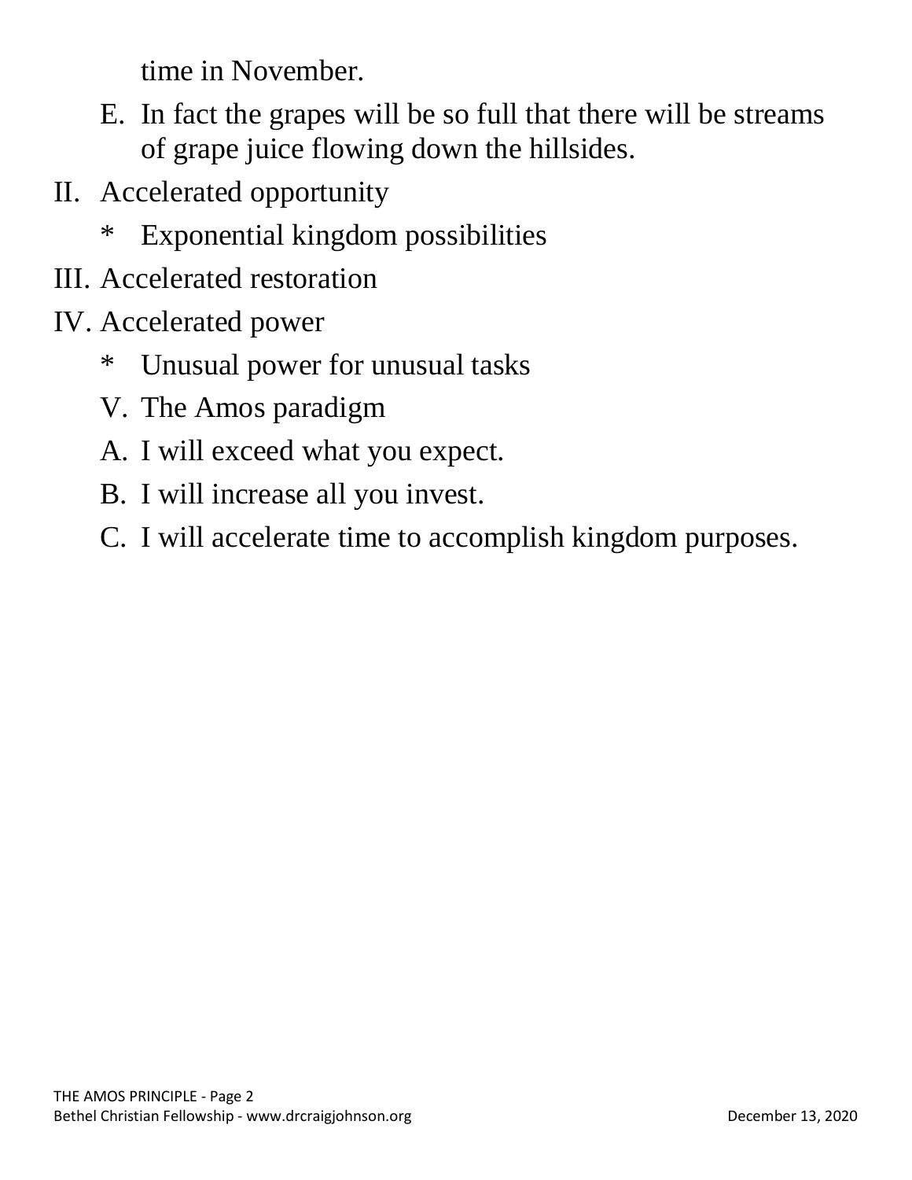time in November.

E. In fact the grapes will be so full that there will be streams of grape juice flowing down the hillsides.

II. Accelerated opportunity

    * Exponential kingdom possibilities

III. Accelerated restoration

IV. Accelerated power

    * Unusual power for unusual tasks

V. The Amos paradigm

A. I will exceed what you expect.

B. I will increase all you invest.

C. I will accelerate time to accomplish kingdom purposes.